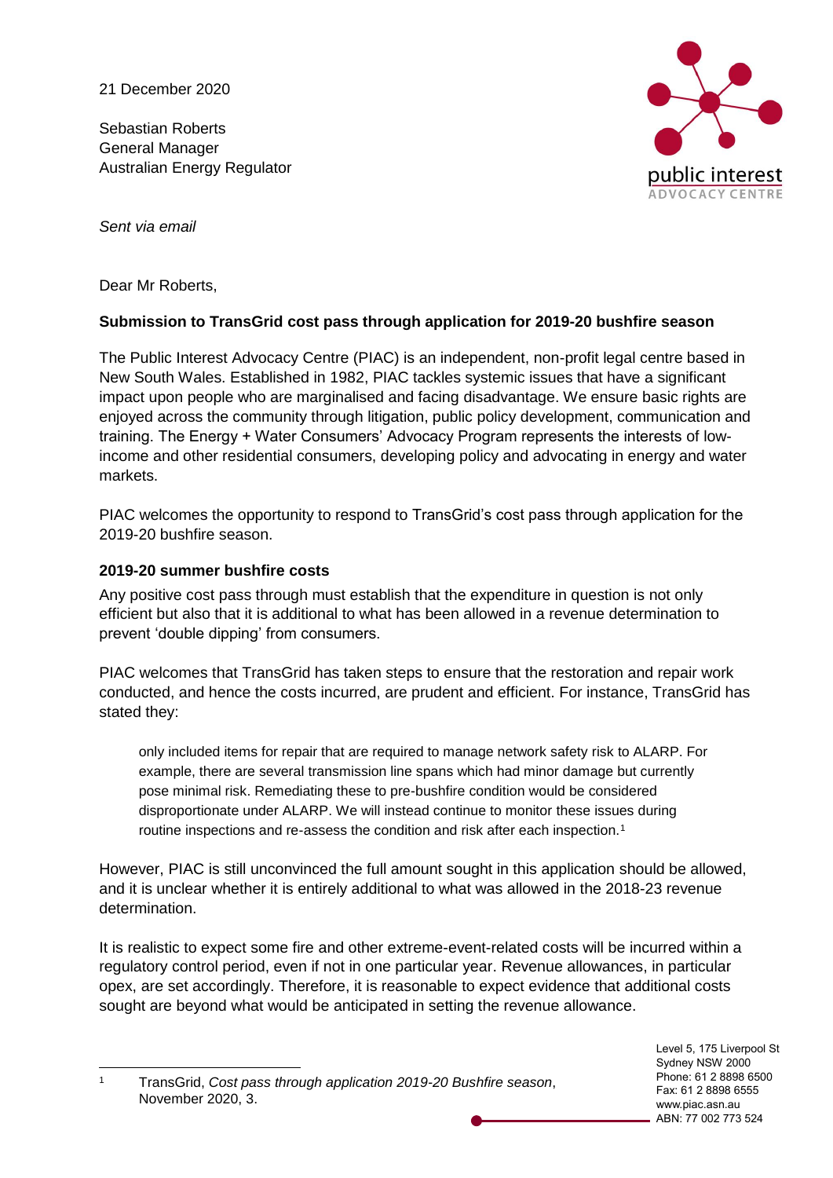21 December 2020

Sebastian Roberts
General Manager
Australian Energy Regulator

*Sent via email*

Dear Mr Roberts,

**Submission to TransGrid cost pass through application for 2019-20 bushfire season**

The Public Interest Advocacy Centre (PIAC) is an independent, non-profit legal centre based in New South Wales. Established in 1982, PIAC tackles systemic issues that have a significant impact upon people who are marginalised and facing disadvantage. We ensure basic rights are enjoyed across the community through litigation, public policy development, communication and training. The Energy + Water Consumers' Advocacy Program represents the interests of low-income and other residential consumers, developing policy and advocating in energy and water markets.

PIAC welcomes the opportunity to respond to TransGrid's cost pass through application for the 2019-20 bushfire season.

**2019-20 summer bushfire costs**

Any positive cost pass through must establish that the expenditure in question is not only efficient but also that it is additional to what has been allowed in a revenue determination to prevent 'double dipping' from consumers.

PIAC welcomes that TransGrid has taken steps to ensure that the restoration and repair work conducted, and hence the costs incurred, are prudent and efficient. For instance, TransGrid has stated they:

> only included items for repair that are required to manage network safety risk to ALARP. For example, there are several transmission line spans which had minor damage but currently pose minimal risk. Remediating these to pre-bushfire condition would be considered disproportionate under ALARP. We will instead continue to monitor these issues during routine inspections and re-assess the condition and risk after each inspection.[1]

However, PIAC is still unconvinced the full amount sought in this application should be allowed, and it is unclear whether it is entirely additional to what was allowed in the 2018-23 revenue determination.

It is realistic to expect some fire and other extreme-event-related costs will be incurred within a regulatory control period, even if not in one particular year. Revenue allowances, in particular opex, are set accordingly. Therefore, it is reasonable to expect evidence that additional costs sought are beyond what would be anticipated in setting the revenue allowance.

[1] TransGrid, *Cost pass through application 2019-20 Bushfire season*, November 2020, 3.

Level 5, 175 Liverpool St
Sydney NSW 2000
Phone: 61 2 8898 6500
Fax: 61 2 8898 6555
www.piac.asn.au
ABN: 77 002 773 524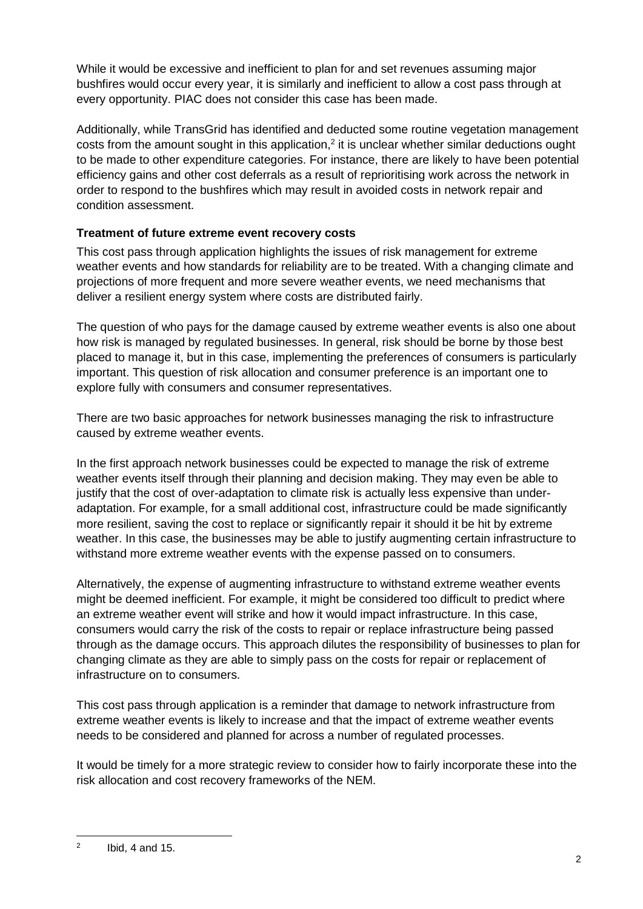While it would be excessive and inefficient to plan for and set revenues assuming major bushfires would occur every year, it is similarly and inefficient to allow a cost pass through at every opportunity. PIAC does not consider this case has been made.

Additionally, while TransGrid has identified and deducted some routine vegetation management costs from the amount sought in this application,[2] it is unclear whether similar deductions ought to be made to other expenditure categories. For instance, there are likely to have been potential efficiency gains and other cost deferrals as a result of reprioritising work across the network in order to respond to the bushfires which may result in avoided costs in network repair and condition assessment.

**Treatment of future extreme event recovery costs**

This cost pass through application highlights the issues of risk management for extreme weather events and how standards for reliability are to be treated. With a changing climate and projections of more frequent and more severe weather events, we need mechanisms that deliver a resilient energy system where costs are distributed fairly.

The question of who pays for the damage caused by extreme weather events is also one about how risk is managed by regulated businesses. In general, risk should be borne by those best placed to manage it, but in this case, implementing the preferences of consumers is particularly important. This question of risk allocation and consumer preference is an important one to explore fully with consumers and consumer representatives.

There are two basic approaches for network businesses managing the risk to infrastructure caused by extreme weather events.

In the first approach network businesses could be expected to manage the risk of extreme weather events itself through their planning and decision making. They may even be able to justify that the cost of over-adaptation to climate risk is actually less expensive than under-adaptation. For example, for a small additional cost, infrastructure could be made significantly more resilient, saving the cost to replace or significantly repair it should it be hit by extreme weather. In this case, the businesses may be able to justify augmenting certain infrastructure to withstand more extreme weather events with the expense passed on to consumers.

Alternatively, the expense of augmenting infrastructure to withstand extreme weather events might be deemed inefficient. For example, it might be considered too difficult to predict where an extreme weather event will strike and how it would impact infrastructure. In this case, consumers would carry the risk of the costs to repair or replace infrastructure being passed through as the damage occurs. This approach dilutes the responsibility of businesses to plan for changing climate as they are able to simply pass on the costs for repair or replacement of infrastructure on to consumers.

This cost pass through application is a reminder that damage to network infrastructure from extreme weather events is likely to increase and that the impact of extreme weather events needs to be considered and planned for across a number of regulated processes.

It would be timely for a more strategic review to consider how to fairly incorporate these into the risk allocation and cost recovery frameworks of the NEM.

---

[2] Ibid, 4 and 15.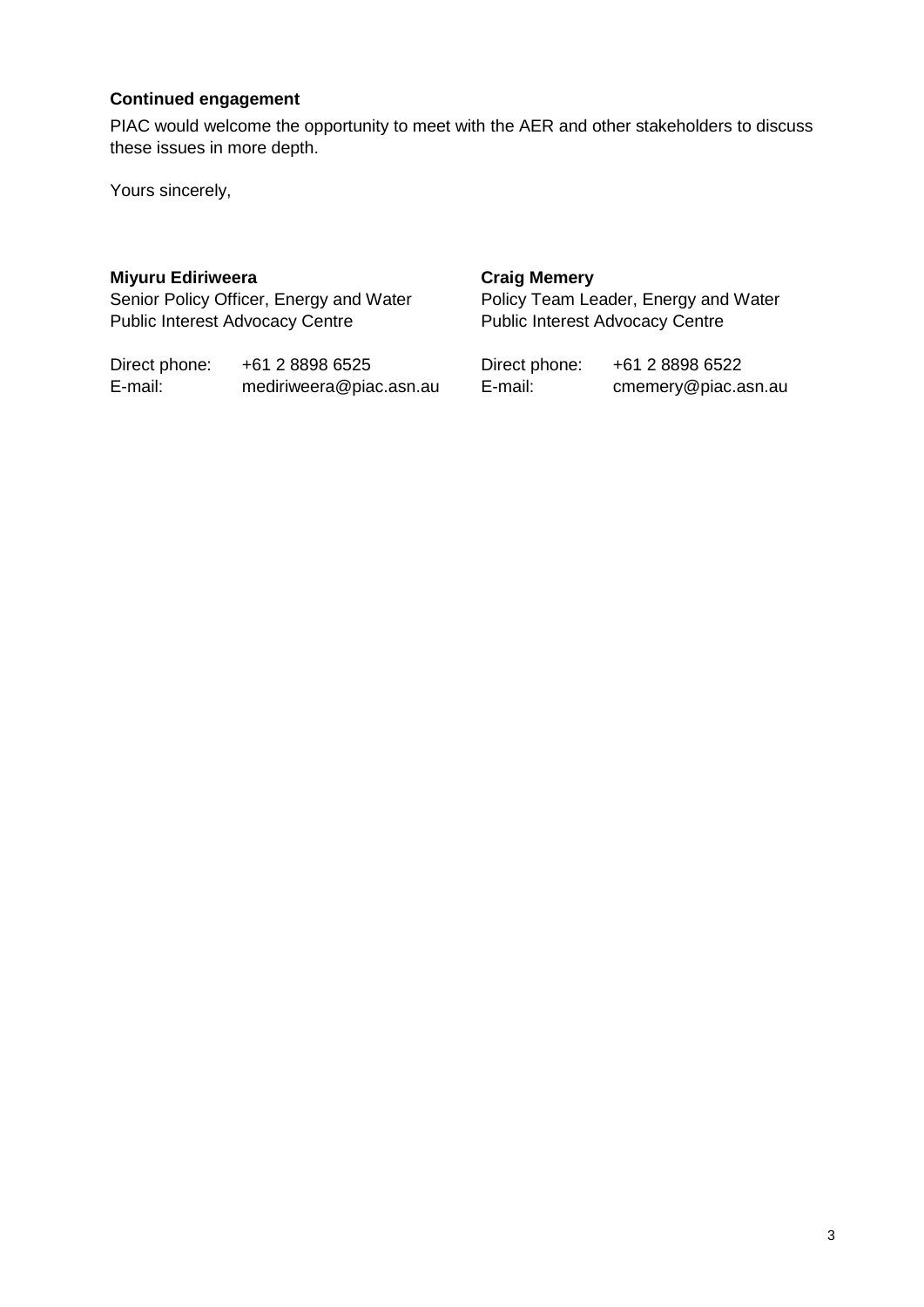**Continued engagement**

PIAC would welcome the opportunity to meet with the AER and other stakeholders to discuss these issues in more depth.

Yours sincerely,

**Miyuru Ediriweera**
Senior Policy Officer, Energy and Water
Public Interest Advocacy Centre

Direct phone: +61 2 8898 6525
E-mail: mediriweera@piac.asn.au

**Craig Memery**
Policy Team Leader, Energy and Water
Public Interest Advocacy Centre

Direct phone: +61 2 8898 6522
E-mail: cmemery@piac.asn.au